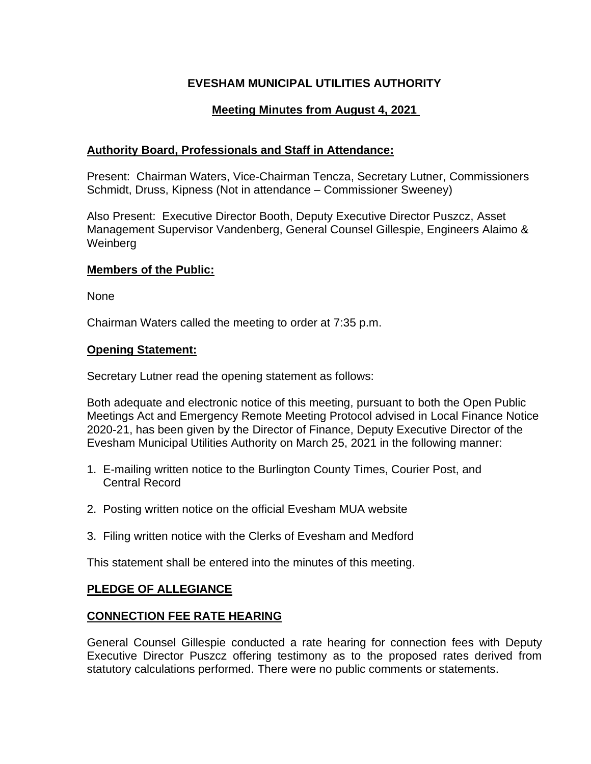# EVESHAM MUNICIPAL UTILITIES AUTHORITY

## Meeting Minutes from August 4, 2021

### Authority Board, Professionals and Staff in Attendance:

Present: Chairman Waters, Vice-Chairman Tencza, Secretary Lutner, Commissioners Schmidt, Druss, Kipness (Not in attendance – Commissioner Sweeney)

Also Present: Executive Director Booth, Deputy Executive Director Puszcz, Asset Management Supervisor Vandenberg, General Counsel Gillespie, Engineers Alaimo & Weinberg

### Members of the Public:

None

Chairman Waters called the meeting to order at 7:35 p.m.

### Opening Statement:

Secretary Lutner read the opening statement as follows:

Both adequate and electronic notice of this meeting, pursuant to both the Open Public Meetings Act and Emergency Remote Meeting Protocol advised in Local Finance Notice 2020-21, has been given by the Director of Finance, Deputy Executive Director of the Evesham Municipal Utilities Authority on March 25, 2021 in the following manner:

1. E-mailing written notice to the Burlington County Times, Courier Post, and Central Record

2. Posting written notice on the official Evesham MUA website

3. Filing written notice with the Clerks of Evesham and Medford

This statement shall be entered into the minutes of this meeting.

### PLEDGE OF ALLEGIANCE

### CONNECTION FEE RATE HEARING

General Counsel Gillespie conducted a rate hearing for connection fees with Deputy Executive Director Puszcz offering testimony as to the proposed rates derived from statutory calculations performed. There were no public comments or statements.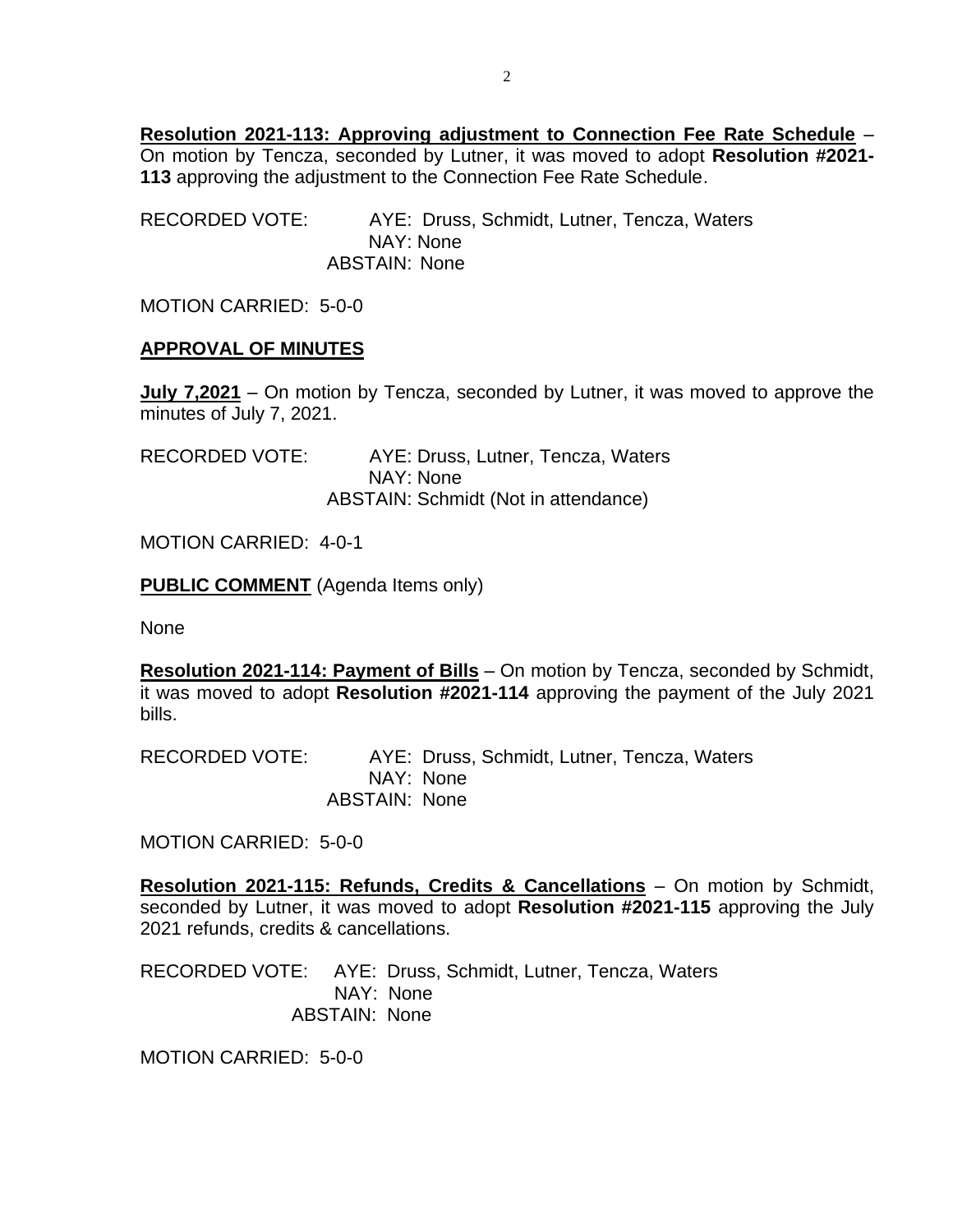**<u>Resolution 2021-113: Approving adjustment to Connection Fee Rate Schedule</u>** – On motion by Tencza, seconded by Lutner, it was moved to adopt **Resolution #2021-113** approving the adjustment to the Connection Fee Rate Schedule.

RECORDED VOTE: AYE: Druss, Schmidt, Lutner, Tencza, Waters
NAY: None
ABSTAIN: None

MOTION CARRIED: 5-0-0

**<u>APPROVAL OF MINUTES</u>**

**<u>July 7,2021</u>** – On motion by Tencza, seconded by Lutner, it was moved to approve the minutes of July 7, 2021.

RECORDED VOTE: AYE: Druss, Lutner, Tencza, Waters
NAY: None
ABSTAIN: Schmidt (Not in attendance)

MOTION CARRIED: 4-0-1

**<u>PUBLIC COMMENT</u>** (Agenda Items only)

None

**<u>Resolution 2021-114: Payment of Bills</u>** – On motion by Tencza, seconded by Schmidt, it was moved to adopt **Resolution #2021-114** approving the payment of the July 2021 bills.

RECORDED VOTE: AYE: Druss, Schmidt, Lutner, Tencza, Waters
NAY: None
ABSTAIN: None

MOTION CARRIED: 5-0-0

**<u>Resolution 2021-115: Refunds, Credits & Cancellations</u>** – On motion by Schmidt, seconded by Lutner, it was moved to adopt **Resolution #2021-115** approving the July 2021 refunds, credits & cancellations.

RECORDED VOTE: AYE: Druss, Schmidt, Lutner, Tencza, Waters
NAY: None
ABSTAIN: None

MOTION CARRIED: 5-0-0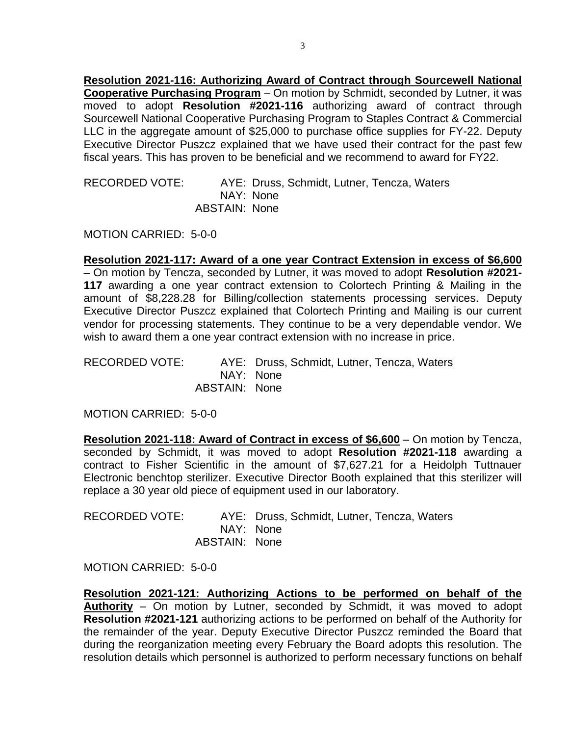**<u>Resolution 2021-116: Authorizing Award of Contract through Sourcewell National Cooperative Purchasing Program</u>** – On motion by Schmidt, seconded by Lutner, it was moved to adopt **Resolution #2021-116** authorizing award of contract through Sourcewell National Cooperative Purchasing Program to Staples Contract & Commercial LLC in the aggregate amount of $25,000 to purchase office supplies for FY-22. Deputy Executive Director Puszcz explained that we have used their contract for the past few fiscal years. This has proven to be beneficial and we recommend to award for FY22.

RECORDED VOTE: AYE: Druss, Schmidt, Lutner, Tencza, Waters
NAY: None
ABSTAIN: None

MOTION CARRIED: 5-0-0

**<u>Resolution 2021-117: Award of a one year Contract Extension in excess of $6,600</u>** – On motion by Tencza, seconded by Lutner, it was moved to adopt **Resolution #2021-117** awarding a one year contract extension to Colortech Printing & Mailing in the amount of $8,228.28 for Billing/collection statements processing services. Deputy Executive Director Puszcz explained that Colortech Printing and Mailing is our current vendor for processing statements. They continue to be a very dependable vendor. We wish to award them a one year contract extension with no increase in price.

RECORDED VOTE: AYE: Druss, Schmidt, Lutner, Tencza, Waters
NAY: None
ABSTAIN: None

MOTION CARRIED: 5-0-0

**<u>Resolution 2021-118: Award of Contract in excess of $6,600</u>** – On motion by Tencza, seconded by Schmidt, it was moved to adopt **Resolution #2021-118** awarding a contract to Fisher Scientific in the amount of $7,627.21 for a Heidolph Tuttnauer Electronic benchtop sterilizer. Executive Director Booth explained that this sterilizer will replace a 30 year old piece of equipment used in our laboratory.

RECORDED VOTE: AYE: Druss, Schmidt, Lutner, Tencza, Waters
NAY: None
ABSTAIN: None

MOTION CARRIED: 5-0-0

**<u>Resolution 2021-121: Authorizing Actions to be performed on behalf of the Authority</u>** – On motion by Lutner, seconded by Schmidt, it was moved to adopt **Resolution #2021-121** authorizing actions to be performed on behalf of the Authority for the remainder of the year. Deputy Executive Director Puszcz reminded the Board that during the reorganization meeting every February the Board adopts this resolution. The resolution details which personnel is authorized to perform necessary functions on behalf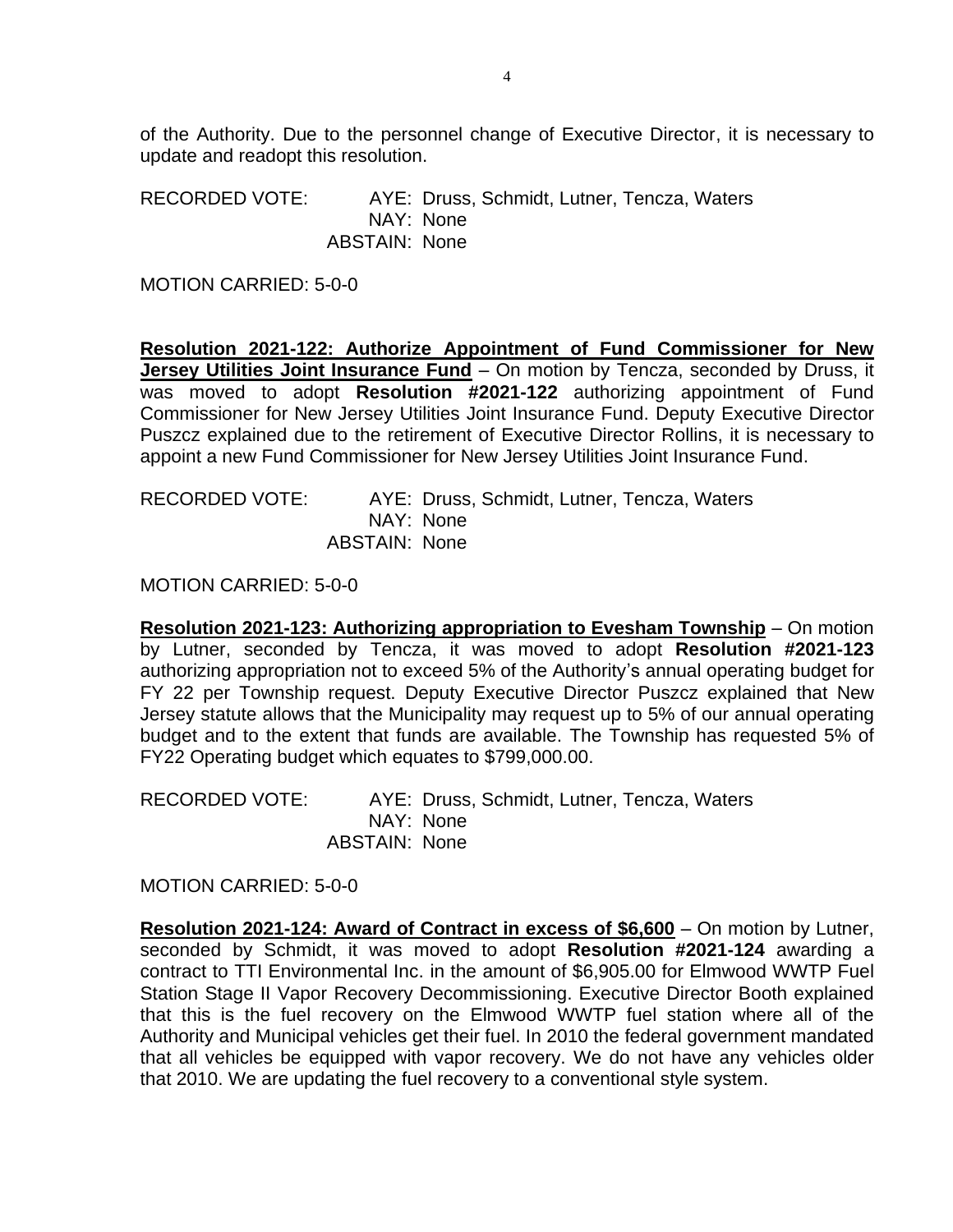of the Authority. Due to the personnel change of Executive Director, it is necessary to update and readopt this resolution.

RECORDED VOTE: AYE: Druss, Schmidt, Lutner, Tencza, Waters
NAY: None
ABSTAIN: None

MOTION CARRIED: 5-0-0

**Resolution 2021-122: Authorize Appointment of Fund Commissioner for New Jersey Utilities Joint Insurance Fund** – On motion by Tencza, seconded by Druss, it was moved to adopt **Resolution #2021-122** authorizing appointment of Fund Commissioner for New Jersey Utilities Joint Insurance Fund. Deputy Executive Director Puszcz explained due to the retirement of Executive Director Rollins, it is necessary to appoint a new Fund Commissioner for New Jersey Utilities Joint Insurance Fund.

RECORDED VOTE: AYE: Druss, Schmidt, Lutner, Tencza, Waters
NAY: None
ABSTAIN: None

MOTION CARRIED: 5-0-0

**Resolution 2021-123: Authorizing appropriation to Evesham Township** – On motion by Lutner, seconded by Tencza, it was moved to adopt **Resolution #2021-123** authorizing appropriation not to exceed 5% of the Authority's annual operating budget for FY 22 per Township request. Deputy Executive Director Puszcz explained that New Jersey statute allows that the Municipality may request up to 5% of our annual operating budget and to the extent that funds are available. The Township has requested 5% of FY22 Operating budget which equates to $799,000.00.

RECORDED VOTE: AYE: Druss, Schmidt, Lutner, Tencza, Waters
NAY: None
ABSTAIN: None

MOTION CARRIED: 5-0-0

**Resolution 2021-124: Award of Contract in excess of $6,600** – On motion by Lutner, seconded by Schmidt, it was moved to adopt **Resolution #2021-124** awarding a contract to TTI Environmental Inc. in the amount of $6,905.00 for Elmwood WWTP Fuel Station Stage II Vapor Recovery Decommissioning. Executive Director Booth explained that this is the fuel recovery on the Elmwood WWTP fuel station where all of the Authority and Municipal vehicles get their fuel. In 2010 the federal government mandated that all vehicles be equipped with vapor recovery. We do not have any vehicles older that 2010. We are updating the fuel recovery to a conventional style system.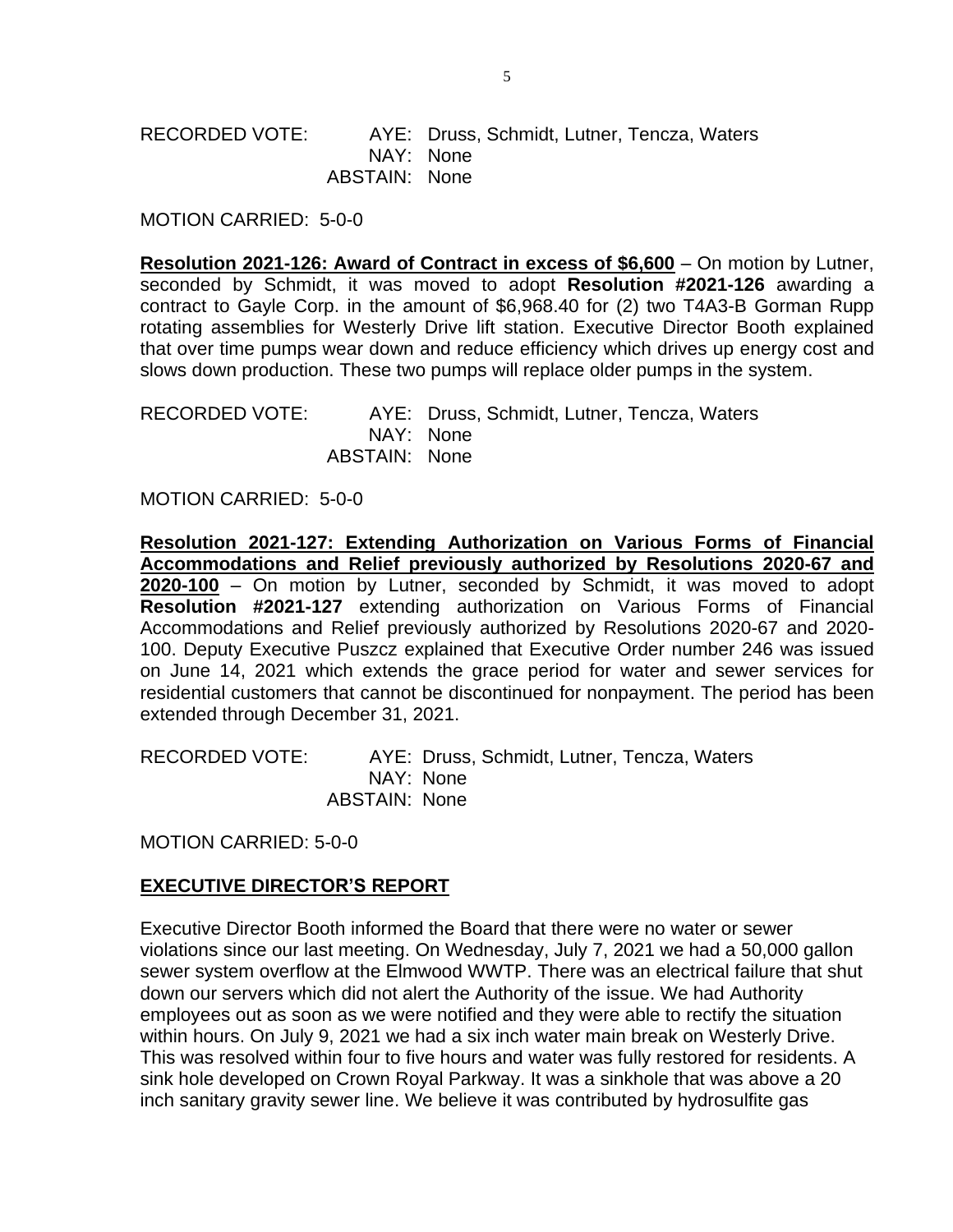RECORDED VOTE: AYE: Druss, Schmidt, Lutner, Tencza, Waters
NAY: None
ABSTAIN: None

MOTION CARRIED: 5-0-0

**Resolution 2021-126: Award of Contract in excess of $6,600** – On motion by Lutner, seconded by Schmidt, it was moved to adopt **Resolution #2021-126** awarding a contract to Gayle Corp. in the amount of $6,968.40 for (2) two T4A3-B Gorman Rupp rotating assemblies for Westerly Drive lift station. Executive Director Booth explained that over time pumps wear down and reduce efficiency which drives up energy cost and slows down production. These two pumps will replace older pumps in the system.

RECORDED VOTE: AYE: Druss, Schmidt, Lutner, Tencza, Waters
NAY: None
ABSTAIN: None

MOTION CARRIED: 5-0-0

**Resolution 2021-127: Extending Authorization on Various Forms of Financial Accommodations and Relief previously authorized by Resolutions 2020-67 and 2020-100** – On motion by Lutner, seconded by Schmidt, it was moved to adopt **Resolution #2021-127** extending authorization on Various Forms of Financial Accommodations and Relief previously authorized by Resolutions 2020-67 and 2020-100. Deputy Executive Puszcz explained that Executive Order number 246 was issued on June 14, 2021 which extends the grace period for water and sewer services for residential customers that cannot be discontinued for nonpayment. The period has been extended through December 31, 2021.

RECORDED VOTE: AYE: Druss, Schmidt, Lutner, Tencza, Waters
NAY: None
ABSTAIN: None

MOTION CARRIED: 5-0-0

## EXECUTIVE DIRECTOR'S REPORT

Executive Director Booth informed the Board that there were no water or sewer violations since our last meeting. On Wednesday, July 7, 2021 we had a 50,000 gallon sewer system overflow at the Elmwood WWTP. There was an electrical failure that shut down our servers which did not alert the Authority of the issue. We had Authority employees out as soon as we were notified and they were able to rectify the situation within hours. On July 9, 2021 we had a six inch water main break on Westerly Drive. This was resolved within four to five hours and water was fully restored for residents. A sink hole developed on Crown Royal Parkway. It was a sinkhole that was above a 20 inch sanitary gravity sewer line. We believe it was contributed by hydrosulfite gas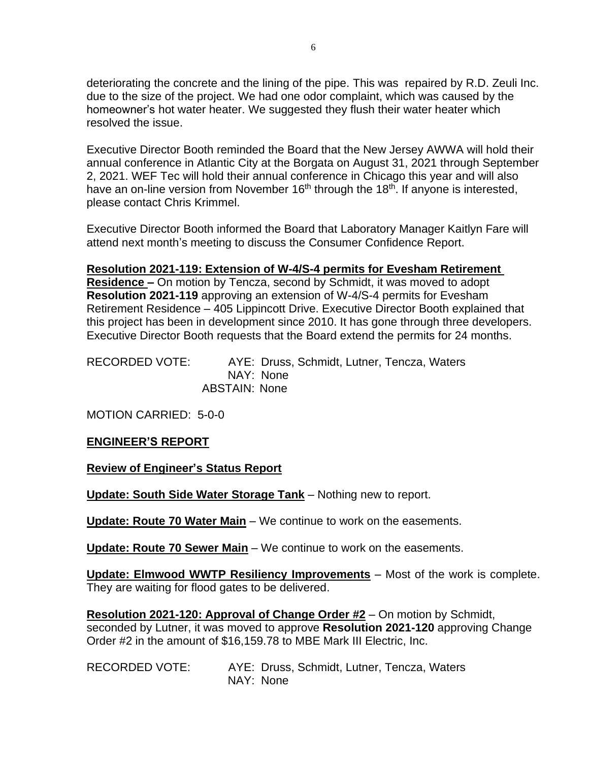deteriorating the concrete and the lining of the pipe. This was repaired by R.D. Zeuli Inc. due to the size of the project. We had one odor complaint, which was caused by the homeowner's hot water heater. We suggested they flush their water heater which resolved the issue.

Executive Director Booth reminded the Board that the New Jersey AWWA will hold their annual conference in Atlantic City at the Borgata on August 31, 2021 through September 2, 2021. WEF Tec will hold their annual conference in Chicago this year and will also have an on-line version from November 16th through the 18th. If anyone is interested, please contact Chris Krimmel.

Executive Director Booth informed the Board that Laboratory Manager Kaitlyn Fare will attend next month's meeting to discuss the Consumer Confidence Report.

**Resolution 2021-119: Extension of W-4/S-4 permits for Evesham Retirement Residence –** On motion by Tencza, second by Schmidt, it was moved to adopt **Resolution 2021-119** approving an extension of W-4/S-4 permits for Evesham Retirement Residence – 405 Lippincott Drive. Executive Director Booth explained that this project has been in development since 2010. It has gone through three developers. Executive Director Booth requests that the Board extend the permits for 24 months.

RECORDED VOTE: AYE: Druss, Schmidt, Lutner, Tencza, Waters
NAY: None
ABSTAIN: None

MOTION CARRIED: 5-0-0

**ENGINEER'S REPORT**

**Review of Engineer's Status Report**

**Update: South Side Water Storage Tank** – Nothing new to report.

**Update: Route 70 Water Main** – We continue to work on the easements.

**Update: Route 70 Sewer Main** – We continue to work on the easements.

**Update: Elmwood WWTP Resiliency Improvements** – Most of the work is complete. They are waiting for flood gates to be delivered.

**Resolution 2021-120: Approval of Change Order #2** – On motion by Schmidt, seconded by Lutner, it was moved to approve **Resolution 2021-120** approving Change Order #2 in the amount of $16,159.78 to MBE Mark III Electric, Inc.

RECORDED VOTE: AYE: Druss, Schmidt, Lutner, Tencza, Waters
NAY: None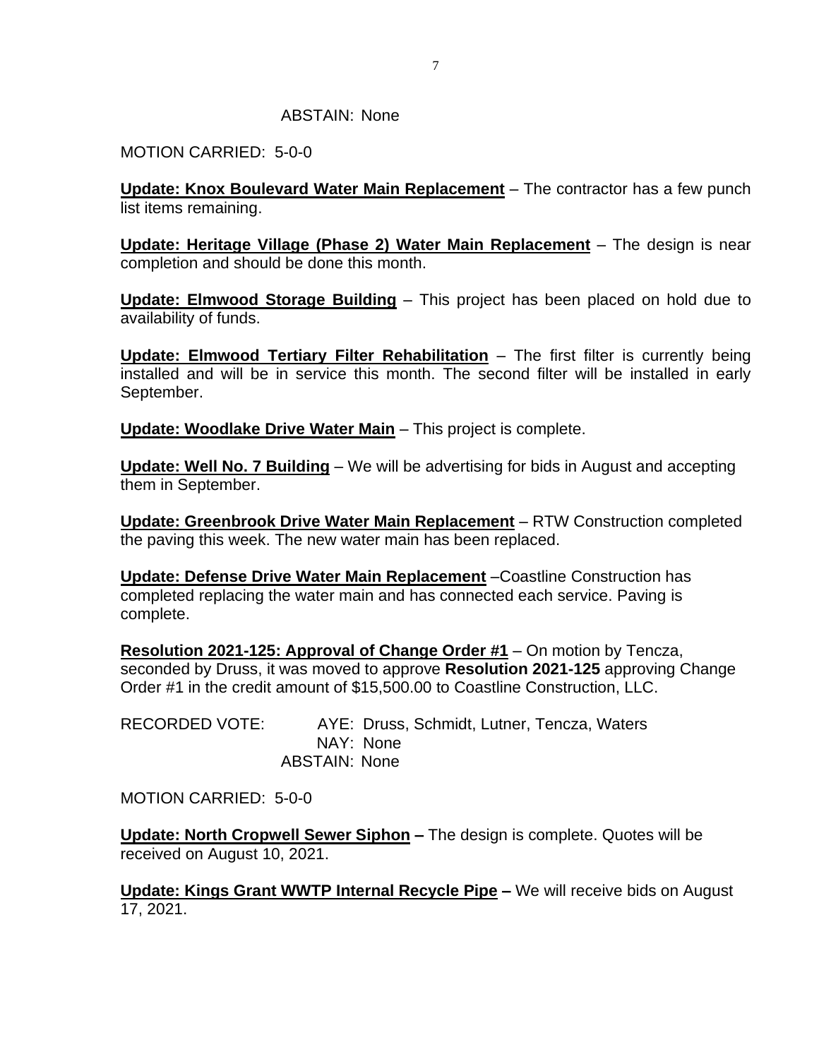ABSTAIN: None

MOTION CARRIED: 5-0-0

**Update: Knox Boulevard Water Main Replacement** – The contractor has a few punch list items remaining.

**Update: Heritage Village (Phase 2) Water Main Replacement** – The design is near completion and should be done this month.

**Update: Elmwood Storage Building** – This project has been placed on hold due to availability of funds.

**Update: Elmwood Tertiary Filter Rehabilitation** – The first filter is currently being installed and will be in service this month. The second filter will be installed in early September.

**Update: Woodlake Drive Water Main** – This project is complete.

**Update: Well No. 7 Building** – We will be advertising for bids in August and accepting them in September.

**Update: Greenbrook Drive Water Main Replacement** – RTW Construction completed the paving this week. The new water main has been replaced.

**Update: Defense Drive Water Main Replacement** –Coastline Construction has completed replacing the water main and has connected each service. Paving is complete.

**Resolution 2021-125: Approval of Change Order #1** – On motion by Tencza, seconded by Druss, it was moved to approve **Resolution 2021-125** approving Change Order #1 in the credit amount of $15,500.00 to Coastline Construction, LLC.

RECORDED VOTE: AYE: Druss, Schmidt, Lutner, Tencza, Waters
NAY: None
ABSTAIN: None

MOTION CARRIED: 5-0-0

**Update: North Cropwell Sewer Siphon –** The design is complete. Quotes will be received on August 10, 2021.

**Update: Kings Grant WWTP Internal Recycle Pipe –** We will receive bids on August 17, 2021.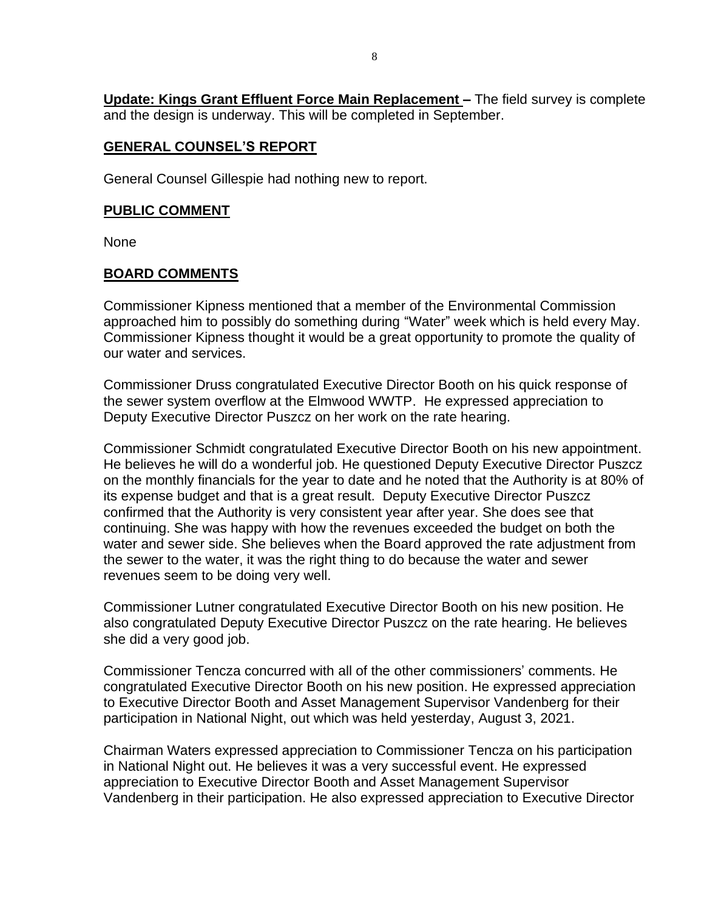**Update: Kings Grant Effluent Force Main Replacement –** The field survey is complete and the design is underway. This will be completed in September.

## GENERAL COUNSEL'S REPORT

General Counsel Gillespie had nothing new to report.

## PUBLIC COMMENT

None

## BOARD COMMENTS

Commissioner Kipness mentioned that a member of the Environmental Commission approached him to possibly do something during "Water" week which is held every May. Commissioner Kipness thought it would be a great opportunity to promote the quality of our water and services.

Commissioner Druss congratulated Executive Director Booth on his quick response of the sewer system overflow at the Elmwood WWTP. He expressed appreciation to Deputy Executive Director Puszcz on her work on the rate hearing.

Commissioner Schmidt congratulated Executive Director Booth on his new appointment. He believes he will do a wonderful job. He questioned Deputy Executive Director Puszcz on the monthly financials for the year to date and he noted that the Authority is at 80% of its expense budget and that is a great result. Deputy Executive Director Puszcz confirmed that the Authority is very consistent year after year. She does see that continuing. She was happy with how the revenues exceeded the budget on both the water and sewer side. She believes when the Board approved the rate adjustment from the sewer to the water, it was the right thing to do because the water and sewer revenues seem to be doing very well.

Commissioner Lutner congratulated Executive Director Booth on his new position. He also congratulated Deputy Executive Director Puszcz on the rate hearing. He believes she did a very good job.

Commissioner Tencza concurred with all of the other commissioners' comments. He congratulated Executive Director Booth on his new position. He expressed appreciation to Executive Director Booth and Asset Management Supervisor Vandenberg for their participation in National Night, out which was held yesterday, August 3, 2021.

Chairman Waters expressed appreciation to Commissioner Tencza on his participation in National Night out. He believes it was a very successful event. He expressed appreciation to Executive Director Booth and Asset Management Supervisor Vandenberg in their participation. He also expressed appreciation to Executive Director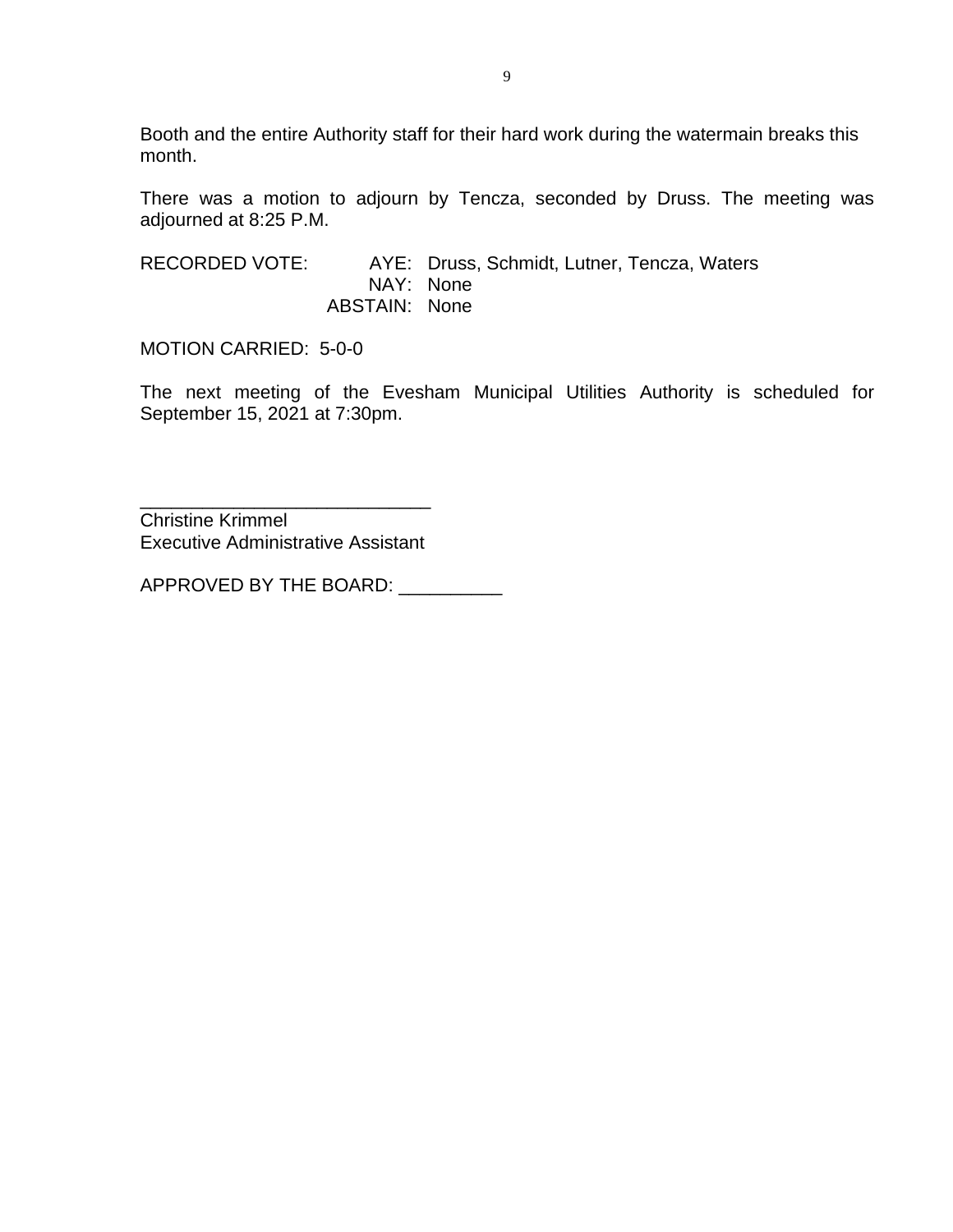Booth and the entire Authority staff for their hard work during the watermain breaks this month.

There was a motion to adjourn by Tencza, seconded by Druss. The meeting was adjourned at 8:25 P.M.

| | | |
|---|---|---|
| RECORDED VOTE: | AYE: | Druss, Schmidt, Lutner, Tencza, Waters |
| | NAY: | None |
| | ABSTAIN: | None |

MOTION CARRIED: 5-0-0

The next meeting of the Evesham Municipal Utilities Authority is scheduled for September 15, 2021 at 7:30pm.

____________________________

Christine Krimmel
Executive Administrative Assistant

APPROVED BY THE BOARD: __________